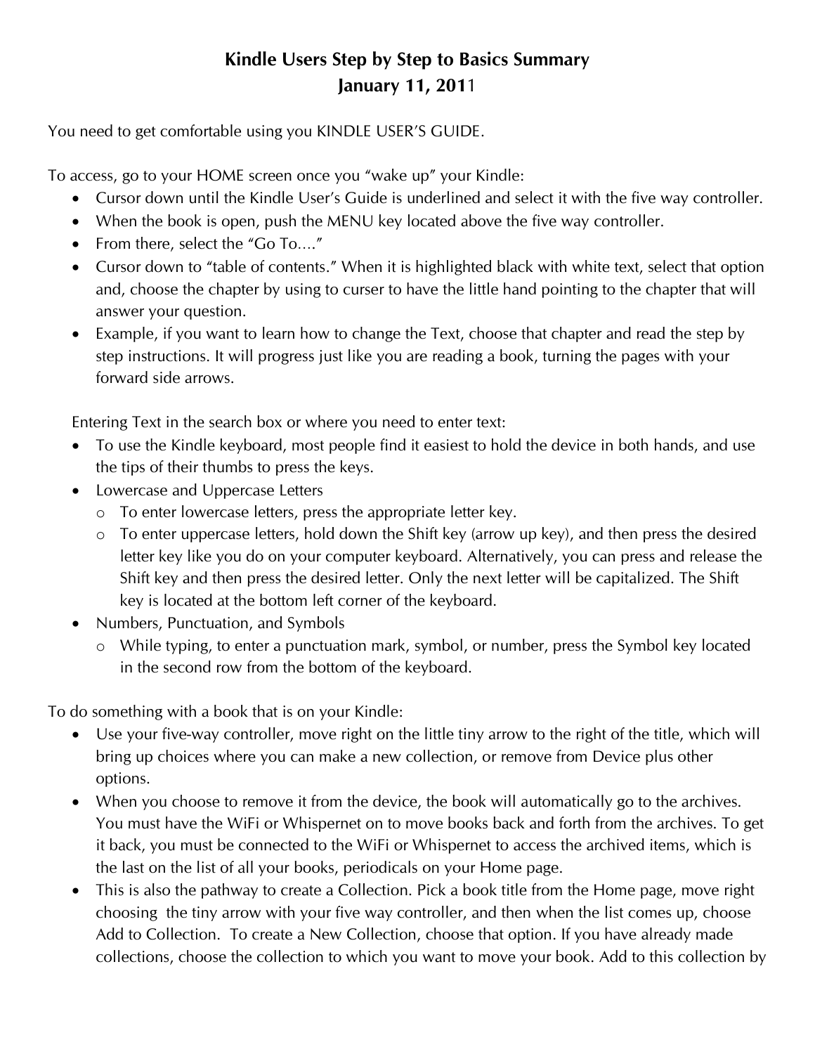# Kindle Users Step by Step to Basics Summary
## January 11, 2011

You need to get comfortable using you KINDLE USER'S GUIDE.

To access, go to your HOME screen once you "wake up" your Kindle:

- Cursor down until the Kindle User's Guide is underlined and select it with the five way controller.
- When the book is open, push the MENU key located above the five way controller.
- From there, select the "Go To...."
- Cursor down to "table of contents." When it is highlighted black with white text, select that option and, choose the chapter by using to curser to have the little hand pointing to the chapter that will answer your question.
- Example, if you want to learn how to change the Text, choose that chapter and read the step by step instructions. It will progress just like you are reading a book, turning the pages with your forward side arrows.

Entering Text in the search box or where you need to enter text:

- To use the Kindle keyboard, most people find it easiest to hold the device in both hands, and use the tips of their thumbs to press the keys.
- Lowercase and Uppercase Letters
  - To enter lowercase letters, press the appropriate letter key.
  - To enter uppercase letters, hold down the Shift key (arrow up key), and then press the desired letter key like you do on your computer keyboard. Alternatively, you can press and release the Shift key and then press the desired letter. Only the next letter will be capitalized. The Shift key is located at the bottom left corner of the keyboard.
- Numbers, Punctuation, and Symbols
  - While typing, to enter a punctuation mark, symbol, or number, press the Symbol key located in the second row from the bottom of the keyboard.

To do something with a book that is on your Kindle:

- Use your five-way controller, move right on the little tiny arrow to the right of the title, which will bring up choices where you can make a new collection, or remove from Device plus other options.
- When you choose to remove it from the device, the book will automatically go to the archives. You must have the WiFi or Whispernet on to move books back and forth from the archives. To get it back, you must be connected to the WiFi or Whispernet to access the archived items, which is the last on the list of all your books, periodicals on your Home page.
- This is also the pathway to create a Collection. Pick a book title from the Home page, move right choosing the tiny arrow with your five way controller, and then when the list comes up, choose Add to Collection. To create a New Collection, choose that option. If you have already made collections, choose the collection to which you want to move your book. Add to this collection by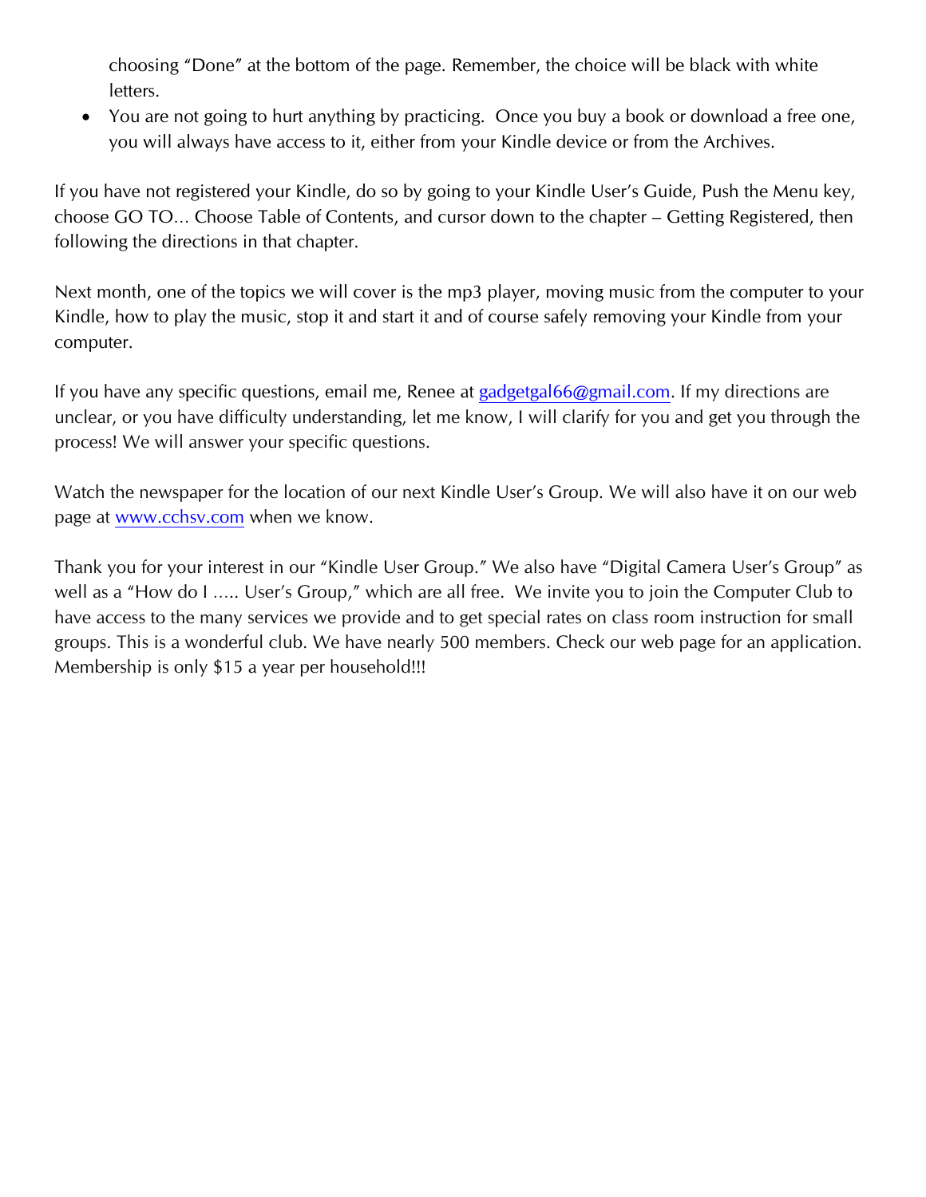choosing "Done" at the bottom of the page. Remember, the choice will be black with white letters.

- You are not going to hurt anything by practicing. Once you buy a book or download a free one, you will always have access to it, either from your Kindle device or from the Archives.

If you have not registered your Kindle, do so by going to your Kindle User's Guide, Push the Menu key, choose GO TO… Choose Table of Contents, and cursor down to the chapter – Getting Registered, then following the directions in that chapter.

Next month, one of the topics we will cover is the mp3 player, moving music from the computer to your Kindle, how to play the music, stop it and start it and of course safely removing your Kindle from your computer.

If you have any specific questions, email me, Renee at gadgetgal66@gmail.com. If my directions are unclear, or you have difficulty understanding, let me know, I will clarify for you and get you through the process! We will answer your specific questions.

Watch the newspaper for the location of our next Kindle User's Group. We will also have it on our web page at www.cchsv.com when we know.

Thank you for your interest in our "Kindle User Group." We also have "Digital Camera User's Group" as well as a "How do I ….. User's Group," which are all free. We invite you to join the Computer Club to have access to the many services we provide and to get special rates on class room instruction for small groups. This is a wonderful club. We have nearly 500 members. Check our web page for an application. Membership is only $15 a year per household!!!